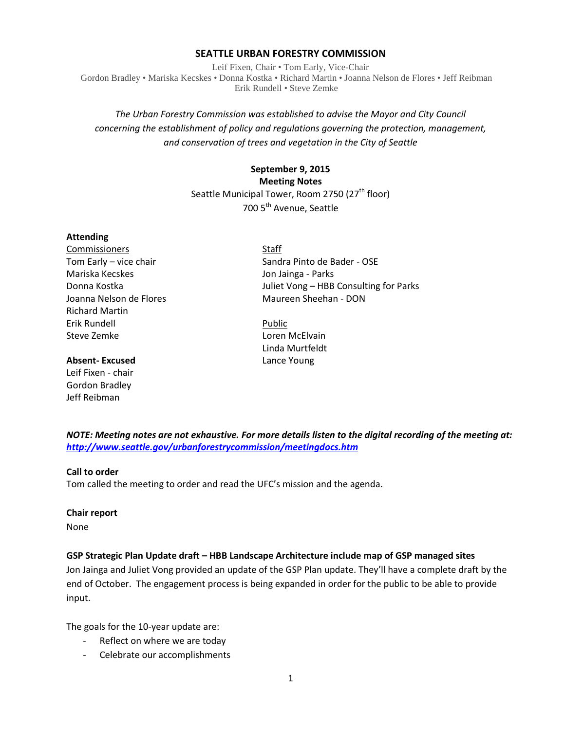# SEATTLE URBAN FORESTRY COMMISSION

Leif Fixen, Chair • Tom Early, Vice-Chair
Gordon Bradley • Mariska Kecskes • Donna Kostka • Richard Martin • Joanna Nelson de Flores • Jeff Reibman
Erik Rundell • Steve Zemke

*The Urban Forestry Commission was established to advise the Mayor and City Council concerning the establishment of policy and regulations governing the protection, management, and conservation of trees and vegetation in the City of Seattle*

**September 9, 2015**
**Meeting Notes**
Seattle Municipal Tower, Room 2750 (27th floor)
700 5th Avenue, Seattle

**Attending**

Commissioners
Tom Early – vice chair
Mariska Kecskes
Donna Kostka
Joanna Nelson de Flores
Richard Martin
Erik Rundell
Steve Zemke

**Absent- Excused**
Leif Fixen - chair
Gordon Bradley
Jeff Reibman

Staff
Sandra Pinto de Bader - OSE
Jon Jainga - Parks
Juliet Vong – HBB Consulting for Parks
Maureen Sheehan - DON

Public
Loren McElvain
Linda Murtfeldt
Lance Young

***NOTE: Meeting notes are not exhaustive. For more details listen to the digital recording of the meeting at: http://www.seattle.gov/urbanforestrycommission/meetingdocs.htm***

**Call to order**
Tom called the meeting to order and read the UFC's mission and the agenda.

**Chair report**
None

**GSP Strategic Plan Update draft – HBB Landscape Architecture include map of GSP managed sites**
Jon Jainga and Juliet Vong provided an update of the GSP Plan update. They'll have a complete draft by the end of October. The engagement process is being expanded in order for the public to be able to provide input.

The goals for the 10-year update are:

- Reflect on where we are today
- Celebrate our accomplishments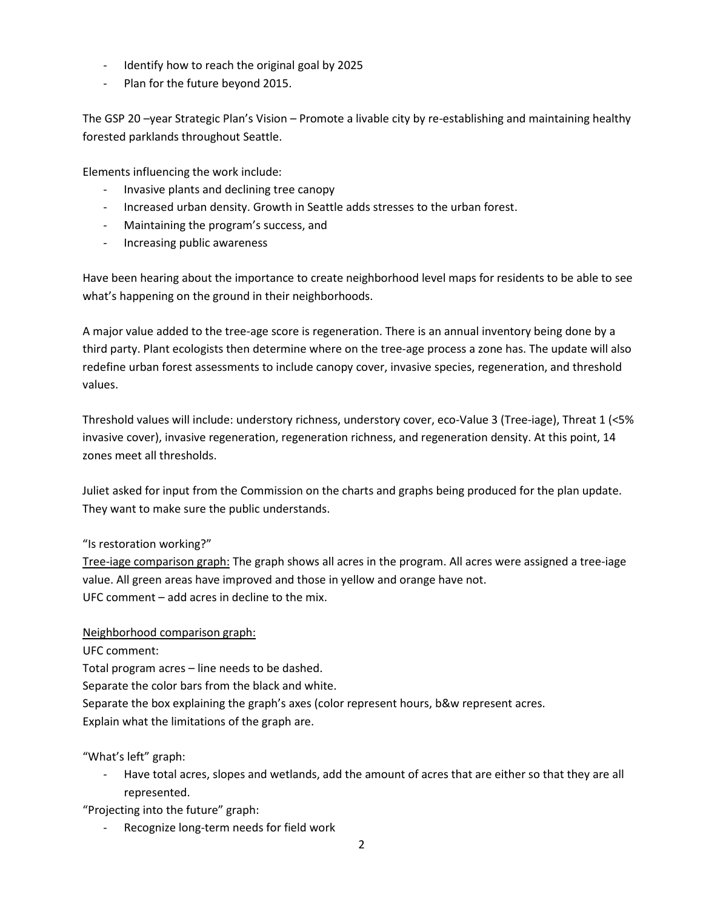- Identify how to reach the original goal by 2025
- Plan for the future beyond 2015.

The GSP 20 –year Strategic Plan's Vision – Promote a livable city by re-establishing and maintaining healthy forested parklands throughout Seattle.

Elements influencing the work include:

- Invasive plants and declining tree canopy
- Increased urban density. Growth in Seattle adds stresses to the urban forest.
- Maintaining the program's success, and
- Increasing public awareness

Have been hearing about the importance to create neighborhood level maps for residents to be able to see what's happening on the ground in their neighborhoods.

A major value added to the tree-age score is regeneration. There is an annual inventory being done by a third party. Plant ecologists then determine where on the tree-age process a zone has. The update will also redefine urban forest assessments to include canopy cover, invasive species, regeneration, and threshold values.

Threshold values will include: understory richness, understory cover, eco-Value 3 (Tree-iage), Threat 1 (<5% invasive cover), invasive regeneration, regeneration richness, and regeneration density. At this point, 14 zones meet all thresholds.

Juliet asked for input from the Commission on the charts and graphs being produced for the plan update. They want to make sure the public understands.

"Is restoration working?"

<u>Tree-iage comparison graph:</u> The graph shows all acres in the program. All acres were assigned a tree-iage value. All green areas have improved and those in yellow and orange have not.
UFC comment – add acres in decline to the mix.

<u>Neighborhood comparison graph:</u>

UFC comment:
Total program acres – line needs to be dashed.
Separate the color bars from the black and white.
Separate the box explaining the graph's axes (color represent hours, b&w represent acres.
Explain what the limitations of the graph are.

"What's left" graph:

- Have total acres, slopes and wetlands, add the amount of acres that are either so that they are all represented.

"Projecting into the future" graph:

- Recognize long-term needs for field work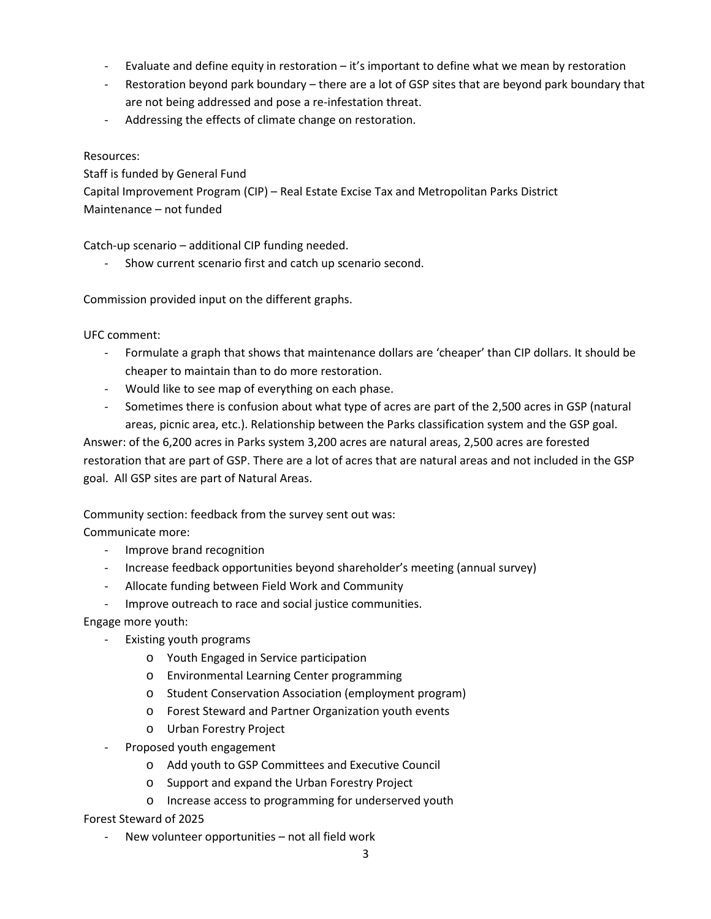- Evaluate and define equity in restoration – it's important to define what we mean by restoration
- Restoration beyond park boundary – there are a lot of GSP sites that are beyond park boundary that are not being addressed and pose a re-infestation threat.
- Addressing the effects of climate change on restoration.

Resources:
Staff is funded by General Fund
Capital Improvement Program (CIP) – Real Estate Excise Tax and Metropolitan Parks District
Maintenance – not funded

Catch-up scenario – additional CIP funding needed.

- Show current scenario first and catch up scenario second.

Commission provided input on the different graphs.

UFC comment:

- Formulate a graph that shows that maintenance dollars are 'cheaper' than CIP dollars. It should be cheaper to maintain than to do more restoration.
- Would like to see map of everything on each phase.
- Sometimes there is confusion about what type of acres are part of the 2,500 acres in GSP (natural areas, picnic area, etc.). Relationship between the Parks classification system and the GSP goal.

Answer: of the 6,200 acres in Parks system 3,200 acres are natural areas, 2,500 acres are forested restoration that are part of GSP. There are a lot of acres that are natural areas and not included in the GSP goal. All GSP sites are part of Natural Areas.

Community section: feedback from the survey sent out was:
Communicate more:

- Improve brand recognition
- Increase feedback opportunities beyond shareholder's meeting (annual survey)
- Allocate funding between Field Work and Community
- Improve outreach to race and social justice communities.

Engage more youth:

- Existing youth programs
    - Youth Engaged in Service participation
    - Environmental Learning Center programming
    - Student Conservation Association (employment program)
    - Forest Steward and Partner Organization youth events
    - Urban Forestry Project
- Proposed youth engagement
    - Add youth to GSP Committees and Executive Council
    - Support and expand the Urban Forestry Project
    - Increase access to programming for underserved youth

Forest Steward of 2025

- New volunteer opportunities – not all field work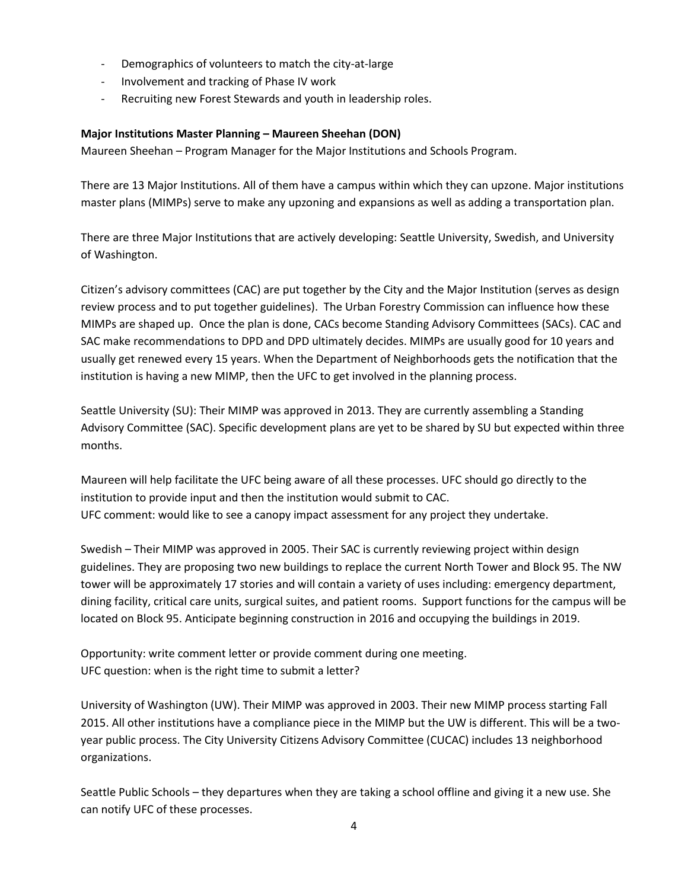- Demographics of volunteers to match the city-at-large
- Involvement and tracking of Phase IV work
- Recruiting new Forest Stewards and youth in leadership roles.

**Major Institutions Master Planning – Maureen Sheehan (DON)**

Maureen Sheehan – Program Manager for the Major Institutions and Schools Program.

There are 13 Major Institutions. All of them have a campus within which they can upzone. Major institutions master plans (MIMPs) serve to make any upzoning and expansions as well as adding a transportation plan.

There are three Major Institutions that are actively developing: Seattle University, Swedish, and University of Washington.

Citizen's advisory committees (CAC) are put together by the City and the Major Institution (serves as design review process and to put together guidelines). The Urban Forestry Commission can influence how these MIMPs are shaped up. Once the plan is done, CACs become Standing Advisory Committees (SACs). CAC and SAC make recommendations to DPD and DPD ultimately decides. MIMPs are usually good for 10 years and usually get renewed every 15 years. When the Department of Neighborhoods gets the notification that the institution is having a new MIMP, then the UFC to get involved in the planning process.

Seattle University (SU): Their MIMP was approved in 2013. They are currently assembling a Standing Advisory Committee (SAC). Specific development plans are yet to be shared by SU but expected within three months.

Maureen will help facilitate the UFC being aware of all these processes. UFC should go directly to the institution to provide input and then the institution would submit to CAC.
UFC comment: would like to see a canopy impact assessment for any project they undertake.

Swedish – Their MIMP was approved in 2005. Their SAC is currently reviewing project within design guidelines. They are proposing two new buildings to replace the current North Tower and Block 95. The NW tower will be approximately 17 stories and will contain a variety of uses including: emergency department, dining facility, critical care units, surgical suites, and patient rooms. Support functions for the campus will be located on Block 95. Anticipate beginning construction in 2016 and occupying the buildings in 2019.

Opportunity: write comment letter or provide comment during one meeting.
UFC question: when is the right time to submit a letter?

University of Washington (UW). Their MIMP was approved in 2003. Their new MIMP process starting Fall 2015. All other institutions have a compliance piece in the MIMP but the UW is different. This will be a two-year public process. The City University Citizens Advisory Committee (CUCAC) includes 13 neighborhood organizations.

Seattle Public Schools – they departures when they are taking a school offline and giving it a new use. She can notify UFC of these processes.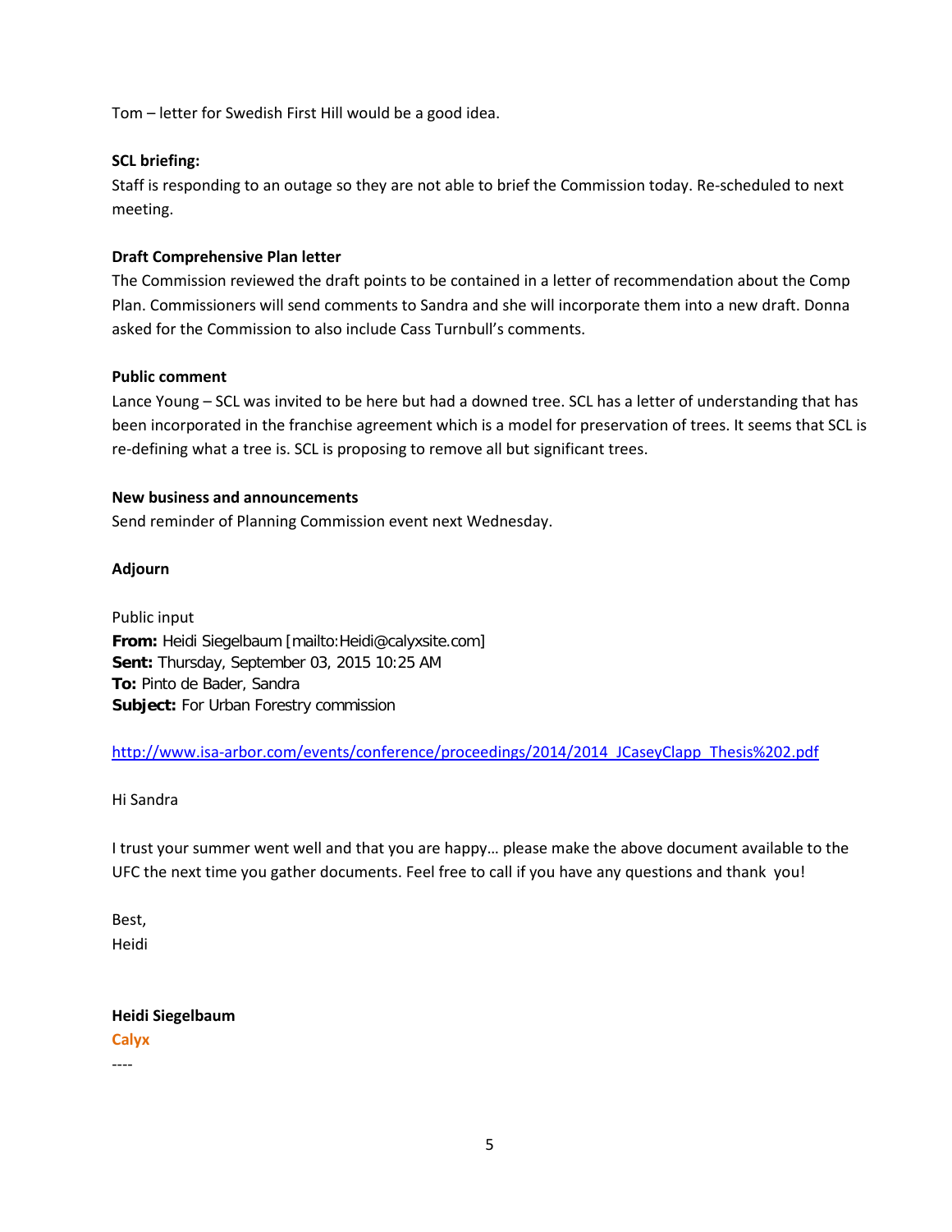Tom – letter for Swedish First Hill would be a good idea.

**SCL briefing:**
Staff is responding to an outage so they are not able to brief the Commission today. Re-scheduled to next meeting.

**Draft Comprehensive Plan letter**
The Commission reviewed the draft points to be contained in a letter of recommendation about the Comp Plan. Commissioners will send comments to Sandra and she will incorporate them into a new draft. Donna asked for the Commission to also include Cass Turnbull's comments.

**Public comment**
Lance Young – SCL was invited to be here but had a downed tree. SCL has a letter of understanding that has been incorporated in the franchise agreement which is a model for preservation of trees. It seems that SCL is re-defining what a tree is. SCL is proposing to remove all but significant trees.

**New business and announcements**
Send reminder of Planning Commission event next Wednesday.

**Adjourn**

Public input
**From:** Heidi Siegelbaum [mailto:Heidi@calyxsite.com]
**Sent:** Thursday, September 03, 2015 10:25 AM
**To:** Pinto de Bader, Sandra
**Subject:** For Urban Forestry commission

http://www.isa-arbor.com/events/conference/proceedings/2014/2014_JCaseyClapp_Thesis%202.pdf

Hi Sandra

I trust your summer went well and that you are happy… please make the above document available to the UFC the next time you gather documents. Feel free to call if you have any questions and thank you!

Best,
Heidi

**Heidi Siegelbaum**
**Calyx**
----